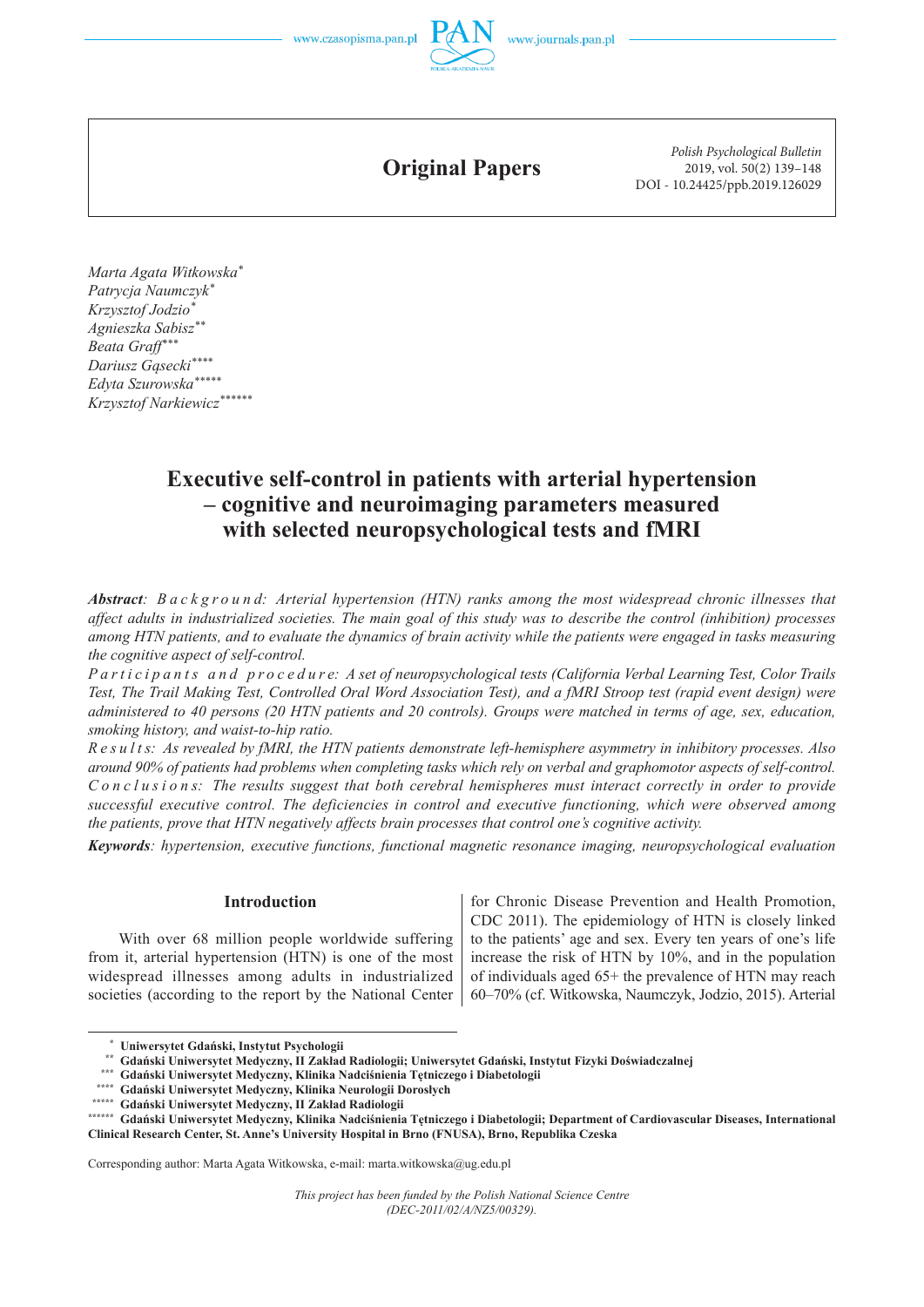## Original Papers

*Polish Psychological Bulletin*
2019, vol. 50(2) 139–148
DOI - 10.24425/ppb.2019.126029

*Marta Agata Witkowska*[*]
*Patrycja Naumczyk*[*]
*Krzysztof Jodzio*[*]
*Agnieszka Sabisz*[**]
*Beata Graff*[***]
*Dariusz Gąsecki*[****]
*Edyta Szurowska*[*****]
*Krzysztof Narkiewicz*[******]

# Executive self-control in patients with arterial hypertension – cognitive and neuroimaging parameters measured with selected neuropsychological tests and fMRI

***Abstract**: Background: Arterial hypertension (HTN) ranks among the most widespread chronic illnesses that affect adults in industrialized societies. The main goal of this study was to describe the control (inhibition) processes among HTN patients, and to evaluate the dynamics of brain activity while the patients were engaged in tasks measuring the cognitive aspect of self-control.*

*Participants and procedure: A set of neuropsychological tests (California Verbal Learning Test, Color Trails Test, The Trail Making Test, Controlled Oral Word Association Test), and a fMRI Stroop test (rapid event design) were administered to 40 persons (20 HTN patients and 20 controls). Groups were matched in terms of age, sex, education, smoking history, and waist-to-hip ratio.*

*Results: As revealed by fMRI, the HTN patients demonstrate left-hemisphere asymmetry in inhibitory processes. Also around 90% of patients had problems when completing tasks which rely on verbal and graphomotor aspects of self-control.*

*Conclusions: The results suggest that both cerebral hemispheres must interact correctly in order to provide successful executive control. The deficiencies in control and executive functioning, which were observed among the patients, prove that HTN negatively affects brain processes that control one's cognitive activity.*

***Keywords**: hypertension, executive functions, functional magnetic resonance imaging, neuropsychological evaluation*

## Introduction

With over 68 million people worldwide suffering from it, arterial hypertension (HTN) is one of the most widespread illnesses among adults in industrialized societies (according to the report by the National Center for Chronic Disease Prevention and Health Promotion, CDC 2011). The epidemiology of HTN is closely linked to the patients' age and sex. Every ten years of one's life increase the risk of HTN by 10%, and in the population of individuals aged 65+ the prevalence of HTN may reach 60–70% (cf. Witkowska, Naumczyk, Jodzio, 2015). Arterial

---

[*] **Uniwersytet Gdański, Instytut Psychologii**
[**] **Gdański Uniwersytet Medyczny, II Zakład Radiologii; Uniwersytet Gdański, Instytut Fizyki Doświadczalnej**
[***] **Gdański Uniwersytet Medyczny, Klinika Nadciśnienia Tętniczego i Diabetologii**
[****] **Gdański Uniwersytet Medyczny, Klinika Neurologii Dorosłych**
[*****] **Gdański Uniwersytet Medyczny, II Zakład Radiologii**
[******] **Gdański Uniwersytet Medyczny, Klinika Nadciśnienia Tętniczego i Diabetologii; Department of Cardiovascular Diseases, International Clinical Research Center, St. Anne's University Hospital in Brno (FNUSA), Brno, Republika Czeska**

Corresponding author: Marta Agata Witkowska, e-mail: marta.witkowska@ug.edu.pl

*This project has been funded by the Polish National Science Centre (DEC-2011/02/A/NZ5/00329).*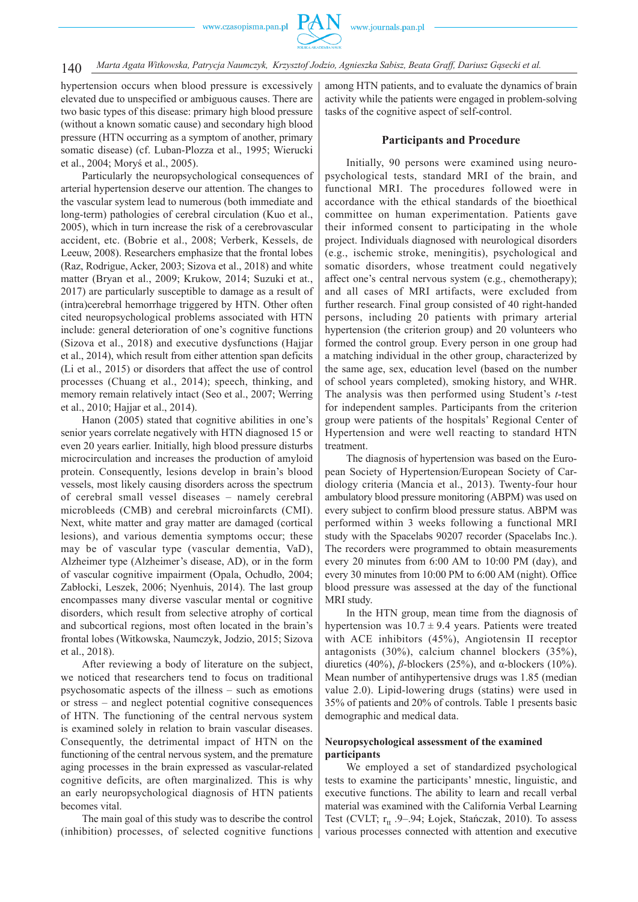hypertension occurs when blood pressure is excessively elevated due to unspecified or ambiguous causes. There are two basic types of this disease: primary high blood pressure (without a known somatic cause) and secondary high blood pressure (HTN occurring as a symptom of another, primary somatic disease) (cf. Luban-Plozza et al., 1995; Wierucki et al., 2004; Moryś et al., 2005).

Particularly the neuropsychological consequences of arterial hypertension deserve our attention. The changes to the vascular system lead to numerous (both immediate and long-term) pathologies of cerebral circulation (Kuo et al., 2005), which in turn increase the risk of a cerebrovascular accident, etc. (Bobrie et al., 2008; Verberk, Kessels, de Leeuw, 2008). Researchers emphasize that the frontal lobes (Raz, Rodrigue, Acker, 2003; Sizova et al., 2018) and white matter (Bryan et al., 2009; Krukow, 2014; Suzuki et at., 2017) are particularly susceptible to damage as a result of (intra)cerebral hemorrhage triggered by HTN. Other often cited neuropsychological problems associated with HTN include: general deterioration of one's cognitive functions (Sizova et al., 2018) and executive dysfunctions (Hajjar et al., 2014), which result from either attention span deficits (Li et al., 2015) or disorders that affect the use of control processes (Chuang et al., 2014); speech, thinking, and memory remain relatively intact (Seo et al., 2007; Werring et al., 2010; Hajjar et al., 2014).

Hanon (2005) stated that cognitive abilities in one's senior years correlate negatively with HTN diagnosed 15 or even 20 years earlier. Initially, high blood pressure disturbs microcirculation and increases the production of amyloid protein. Consequently, lesions develop in brain's blood vessels, most likely causing disorders across the spectrum of cerebral small vessel diseases – namely cerebral microbleeds (CMB) and cerebral microinfarcts (CMI). Next, white matter and gray matter are damaged (cortical lesions), and various dementia symptoms occur; these may be of vascular type (vascular dementia, VaD), Alzheimer type (Alzheimer's disease, AD), or in the form of vascular cognitive impairment (Opala, Ochudło, 2004; Zabłocki, Leszek, 2006; Nyenhuis, 2014). The last group encompasses many diverse vascular mental or cognitive disorders, which result from selective atrophy of cortical and subcortical regions, most often located in the brain's frontal lobes (Witkowska, Naumczyk, Jodzio, 2015; Sizova et al., 2018).

After reviewing a body of literature on the subject, we noticed that researchers tend to focus on traditional psychosomatic aspects of the illness – such as emotions or stress – and neglect potential cognitive consequences of HTN. The functioning of the central nervous system is examined solely in relation to brain vascular diseases. Consequently, the detrimental impact of HTN on the functioning of the central nervous system, and the premature aging processes in the brain expressed as vascular-related cognitive deficits, are often marginalized. This is why an early neuropsychological diagnosis of HTN patients becomes vital.

The main goal of this study was to describe the control (inhibition) processes, of selected cognitive functions among HTN patients, and to evaluate the dynamics of brain activity while the patients were engaged in problem-solving tasks of the cognitive aspect of self-control.

## Participants and Procedure

Initially, 90 persons were examined using neuropsychological tests, standard MRI of the brain, and functional MRI. The procedures followed were in accordance with the ethical standards of the bioethical committee on human experimentation. Patients gave their informed consent to participating in the whole project. Individuals diagnosed with neurological disorders (e.g., ischemic stroke, meningitis), psychological and somatic disorders, whose treatment could negatively affect one's central nervous system (e.g., chemotherapy); and all cases of MRI artifacts, were excluded from further research. Final group consisted of 40 right-handed persons, including 20 patients with primary arterial hypertension (the criterion group) and 20 volunteers who formed the control group. Every person in one group had a matching individual in the other group, characterized by the same age, sex, education level (based on the number of school years completed), smoking history, and WHR. The analysis was then performed using Student's *t*-test for independent samples. Participants from the criterion group were patients of the hospitals' Regional Center of Hypertension and were well reacting to standard HTN treatment.

The diagnosis of hypertension was based on the European Society of Hypertension/European Society of Cardiology criteria (Mancia et al., 2013). Twenty-four hour ambulatory blood pressure monitoring (ABPM) was used on every subject to confirm blood pressure status. ABPM was performed within 3 weeks following a functional MRI study with the Spacelabs 90207 recorder (Spacelabs Inc.). The recorders were programmed to obtain measurements every 20 minutes from 6:00 AM to 10:00 PM (day), and every 30 minutes from 10:00 PM to 6:00 AM (night). Office blood pressure was assessed at the day of the functional MRI study.

In the HTN group, mean time from the diagnosis of hypertension was $10.7 \pm 9.4$ years. Patients were treated with ACE inhibitors (45%), Angiotensin II receptor antagonists (30%), calcium channel blockers (35%), diuretics (40%), $\beta$-blockers (25%), and $\alpha$-blockers (10%). Mean number of antihypertensive drugs was 1.85 (median value 2.0). Lipid-lowering drugs (statins) were used in 35% of patients and 20% of controls. Table 1 presents basic demographic and medical data.

### Neuropsychological assessment of the examined participants

We employed a set of standardized psychological tests to examine the participants' mnestic, linguistic, and executive functions. The ability to learn and recall verbal material was examined with the California Verbal Learning Test (CVLT; $r_{tt}$ .9–.94; Łojek, Stańczak, 2010). To assess various processes connected with attention and executive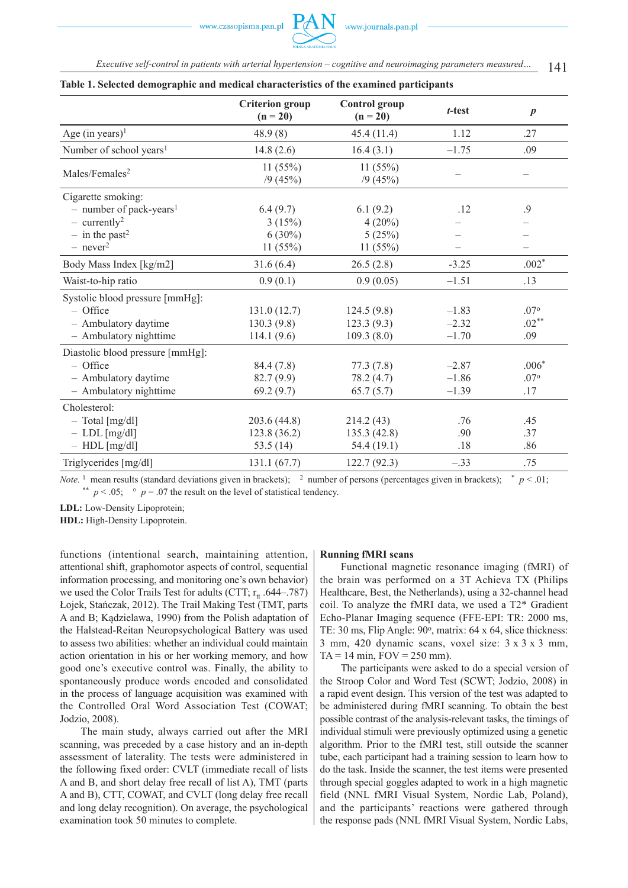**Table 1. Selected demographic and medical characteristics of the examined participants**

| | Criterion group (n = 20) | Control group (n = 20) | *t*-test | *p* |
|---|---|---|---|---|
| Age (in years)[1] | 48.9 (8) | 45.4 (11.4) | 1.12 | .27 |
| Number of school years[1] | 14.8 (2.6) | 16.4 (3.1) | –1.75 | .09 |
| Males/Females[2] | 11 (55%) /9 (45%) | 11 (55%) /9 (45%) | – | – |
| Cigarette smoking: | | | | |
| – number of pack-years[1] | 6.4 (9.7) | 6.1 (9.2) | .12 | .9 |
| – currently[2] | 3 (15%) | 4 (20%) | – | – |
| – in the past[2] | 6 (30%) | 5 (25%) | – | – |
| – never[2] | 11 (55%) | 11 (55%) | – | – |
| Body Mass Index [kg/m2] | 31.6 (6.4) | 26.5 (2.8) | -3.25 | .002* |
| Waist-to-hip ratio | 0.9 (0.1) | 0.9 (0.05) | –1.51 | .13 |
| Systolic blood pressure [mmHg]: | | | | |
| – Office | 131.0 (12.7) | 124.5 (9.8) | –1.83 | .07° |
| – Ambulatory daytime | 130.3 (9.8) | 123.3 (9.3) | –2.32 | .02** |
| – Ambulatory nighttime | 114.1 (9.6) | 109.3 (8.0) | –1.70 | .09 |
| Diastolic blood pressure [mmHg]: | | | | |
| – Office | 84.4 (7.8) | 77.3 (7.8) | –2.87 | .006* |
| – Ambulatory daytime | 82.7 (9.9) | 78.2 (4.7) | –1.86 | .07° |
| – Ambulatory nighttime | 69.2 (9.7) | 65.7 (5.7) | –1.39 | .17 |
| Cholesterol: | | | | |
| – Total [mg/dl] | 203.6 (44.8) | 214.2 (43) | .76 | .45 |
| – LDL [mg/dl] | 123.8 (36.2) | 135.3 (42.8) | .90 | .37 |
| – HDL [mg/dl] | 53.5 (14) | 54.4 (19.1) | .18 | .86 |
| Triglycerides [mg/dl] | 131.1 (67.7) | 122.7 (92.3) | –.33 | .75 |

*Note.* [1] mean results (standard deviations given in brackets); [2] number of persons (percentages given in brackets); * $p < .01$; ** $p < .05$; ° $p = .07$ the result on the level of statistical tendency.

**LDL:** Low-Density Lipoprotein;
**HDL:** High-Density Lipoprotein.

functions (intentional search, maintaining attention, attentional shift, graphomotor aspects of control, sequential information processing, and monitoring one's own behavior) we used the Color Trails Test for adults (CTT; $r_{tt}$ .644–.787) Łojek, Stańczak, 2012). The Trail Making Test (TMT, parts A and B; Kądzielawa, 1990) from the Polish adaptation of the Halstead-Reitan Neuropsychological Battery was used to assess two abilities: whether an individual could maintain action orientation in his or her working memory, and how good one's executive control was. Finally, the ability to spontaneously produce words encoded and consolidated in the process of language acquisition was examined with the Controlled Oral Word Association Test (COWAT; Jodzio, 2008).

The main study, always carried out after the MRI scanning, was preceded by a case history and an in-depth assessment of laterality. The tests were administered in the following fixed order: CVLT (immediate recall of lists A and B, and short delay free recall of list A), TMT (parts A and B), CTT, COWAT, and CVLT (long delay free recall and long delay recognition). On average, the psychological examination took 50 minutes to complete.

**Running fMRI scans**

Functional magnetic resonance imaging (fMRI) of the brain was performed on a 3T Achieva TX (Philips Healthcare, Best, the Netherlands), using a 32-channel head coil. To analyze the fMRI data, we used a T2* Gradient Echo-Planar Imaging sequence (FFE-EPI: TR: 2000 ms, TE: 30 ms, Flip Angle: 90°, matrix: 64 x 64, slice thickness: 3 mm, 420 dynamic scans, voxel size: 3 x 3 x 3 mm, TA = 14 min, FOV = 250 mm).

The participants were asked to do a special version of the Stroop Color and Word Test (SCWT; Jodzio, 2008) in a rapid event design. This version of the test was adapted to be administered during fMRI scanning. To obtain the best possible contrast of the analysis-relevant tasks, the timings of individual stimuli were previously optimized using a genetic algorithm. Prior to the fMRI test, still outside the scanner tube, each participant had a training session to learn how to do the task. Inside the scanner, the test items were presented through special goggles adapted to work in a high magnetic field (NNL fMRI Visual System, Nordic Lab, Poland), and the participants' reactions were gathered through the response pads (NNL fMRI Visual System, Nordic Labs,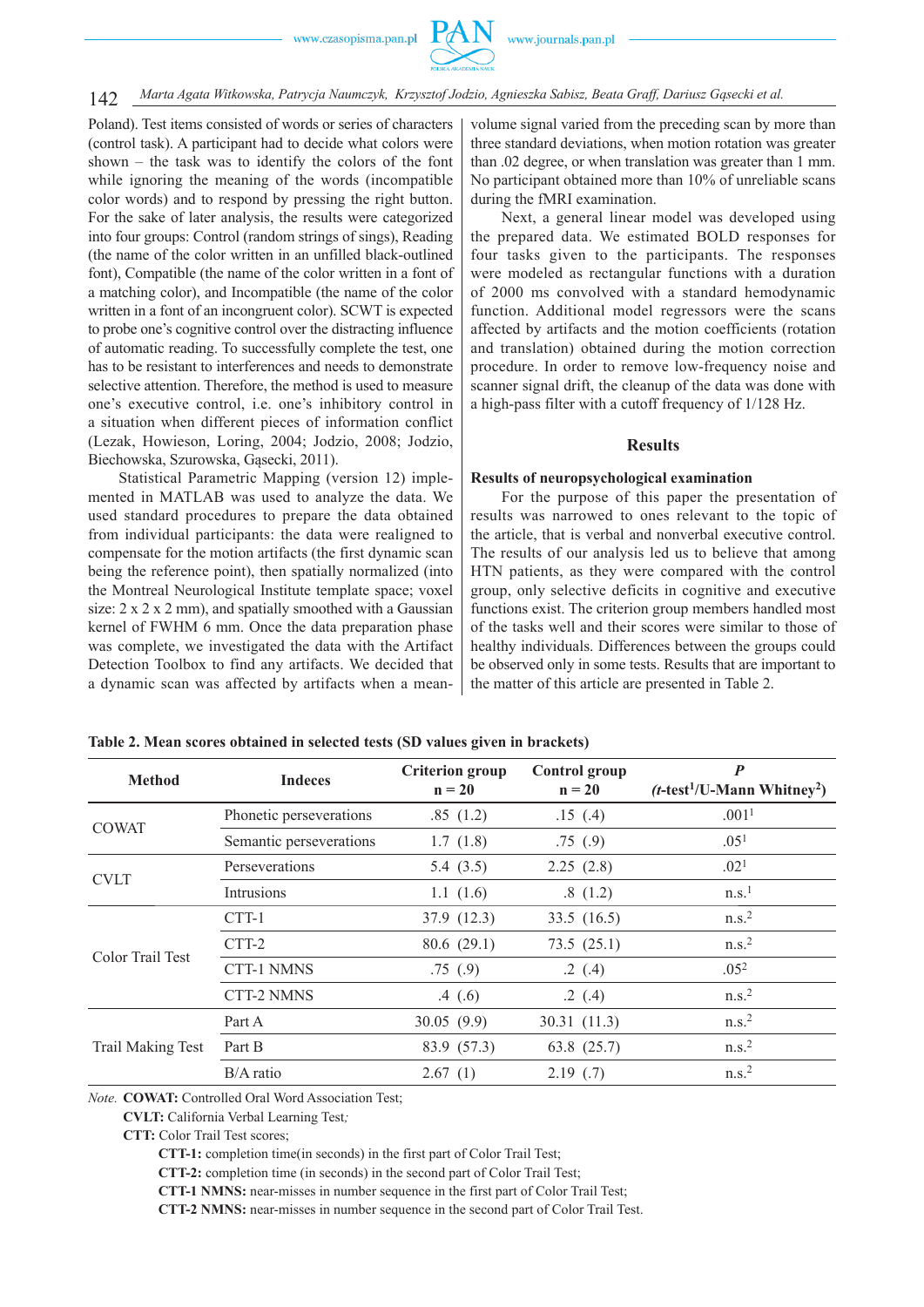Poland). Test items consisted of words or series of characters (control task). A participant had to decide what colors were shown – the task was to identify the colors of the font while ignoring the meaning of the words (incompatible color words) and to respond by pressing the right button. For the sake of later analysis, the results were categorized into four groups: Control (random strings of sings), Reading (the name of the color written in an unfilled black-outlined font), Compatible (the name of the color written in a font of a matching color), and Incompatible (the name of the color written in a font of an incongruent color). SCWT is expected to probe one's cognitive control over the distracting influence of automatic reading. To successfully complete the test, one has to be resistant to interferences and needs to demonstrate selective attention. Therefore, the method is used to measure one's executive control, i.e. one's inhibitory control in a situation when different pieces of information conflict (Lezak, Howieson, Loring, 2004; Jodzio, 2008; Jodzio, Biechowska, Szurowska, Gąsecki, 2011).

Statistical Parametric Mapping (version 12) implemented in MATLAB was used to analyze the data. We used standard procedures to prepare the data obtained from individual participants: the data were realigned to compensate for the motion artifacts (the first dynamic scan being the reference point), then spatially normalized (into the Montreal Neurological Institute template space; voxel size: 2 x 2 x 2 mm), and spatially smoothed with a Gaussian kernel of FWHM 6 mm. Once the data preparation phase was complete, we investigated the data with the Artifact Detection Toolbox to find any artifacts. We decided that a dynamic scan was affected by artifacts when a mean-volume signal varied from the preceding scan by more than three standard deviations, when motion rotation was greater than .02 degree, or when translation was greater than 1 mm. No participant obtained more than 10% of unreliable scans during the fMRI examination.

Next, a general linear model was developed using the prepared data. We estimated BOLD responses for four tasks given to the participants. The responses were modeled as rectangular functions with a duration of 2000 ms convolved with a standard hemodynamic function. Additional model regressors were the scans affected by artifacts and the motion coefficients (rotation and translation) obtained during the motion correction procedure. In order to remove low-frequency noise and scanner signal drift, the cleanup of the data was done with a high-pass filter with a cutoff frequency of 1/128 Hz.

## Results

### Results of neuropsychological examination

For the purpose of this paper the presentation of results was narrowed to ones relevant to the topic of the article, that is verbal and nonverbal executive control. The results of our analysis led us to believe that among HTN patients, as they were compared with the control group, only selective deficits in cognitive and executive functions exist. The criterion group members handled most of the tasks well and their scores were similar to those of healthy individuals. Differences between the groups could be observed only in some tests. Results that are important to the matter of this article are presented in Table 2.

**Table 2. Mean scores obtained in selected tests (SD values given in brackets)**

| Method | Indeces | Criterion group n = 20 | Control group n = 20 | P (t-test[1]/U-Mann Whitney[2]) |
|---|---|---|---|---|
| COWAT | Phonetic perseverations | .85 (1.2) | .15 (.4) | .001[1] |
| | Semantic perseverations | 1.7 (1.8) | .75 (.9) | .05[1] |
| CVLT | Perseverations | 5.4 (3.5) | 2.25 (2.8) | .02[1] |
| | Intrusions | 1.1 (1.6) | .8 (1.2) | n.s.[1] |
| Color Trail Test | CTT-1 | 37.9 (12.3) | 33.5 (16.5) | n.s.[2] |
| | CTT-2 | 80.6 (29.1) | 73.5 (25.1) | n.s.[2] |
| | CTT-1 NMNS | .75 (.9) | .2 (.4) | .05[2] |
| | CTT-2 NMNS | .4 (.6) | .2 (.4) | n.s.[2] |
| Trail Making Test | Part A | 30.05 (9.9) | 30.31 (11.3) | n.s.[2] |
| | Part B | 83.9 (57.3) | 63.8 (25.7) | n.s.[2] |
| | B/A ratio | 2.67 (1) | 2.19 (.7) | n.s.[2] |

*Note.* **COWAT:** Controlled Oral Word Association Test;
**CVLT:** California Verbal Learning Test;
**CTT:** Color Trail Test scores;
**CTT-1:** completion time(in seconds) in the first part of Color Trail Test;
**CTT-2:** completion time (in seconds) in the second part of Color Trail Test;
**CTT-1 NMNS:** near-misses in number sequence in the first part of Color Trail Test;
**CTT-2 NMNS:** near-misses in number sequence in the second part of Color Trail Test.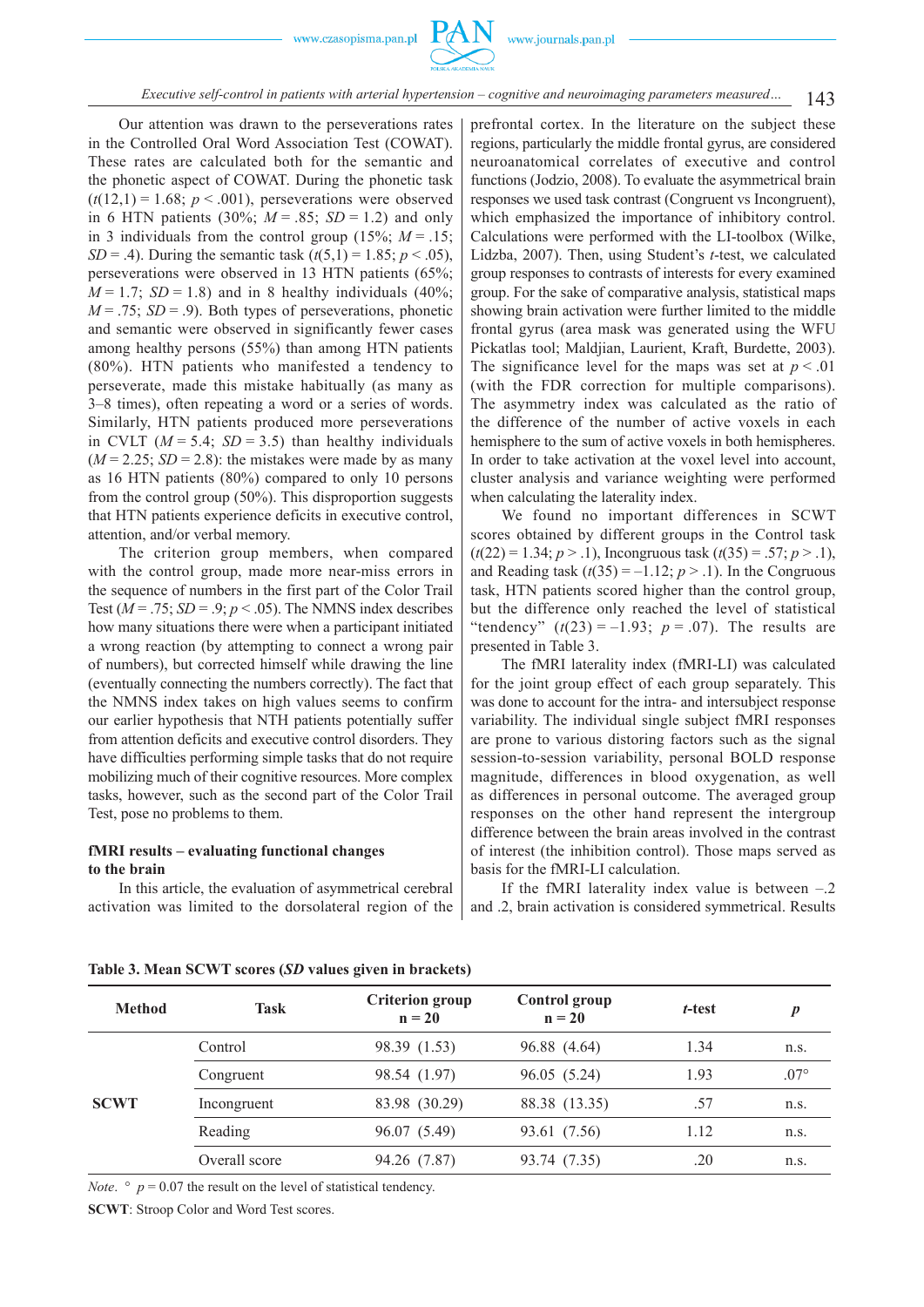Our attention was drawn to the perseverations rates in the Controlled Oral Word Association Test (COWAT). These rates are calculated both for the semantic and the phonetic aspect of COWAT. During the phonetic task ($t(12,1) = 1.68$; $p < .001$), perseverations were observed in 6 HTN patients (30%; $M = .85$; $SD = 1.2$) and only in 3 individuals from the control group (15%; $M = .15$; $SD = .4$). During the semantic task ($t(5,1) = 1.85$; $p < .05$), perseverations were observed in 13 HTN patients (65%; $M = 1.7$; $SD = 1.8$) and in 8 healthy individuals (40%; $M = .75$; $SD = .9$). Both types of perseverations, phonetic and semantic were observed in significantly fewer cases among healthy persons (55%) than among HTN patients (80%). HTN patients who manifested a tendency to perseverate, made this mistake habitually (as many as 3–8 times), often repeating a word or a series of words. Similarly, HTN patients produced more perseverations in CVLT ($M = 5.4$; $SD = 3.5$) than healthy individuals ($M = 2.25$; $SD = 2.8$): the mistakes were made by as many as 16 HTN patients (80%) compared to only 10 persons from the control group (50%). This disproportion suggests that HTN patients experience deficits in executive control, attention, and/or verbal memory.

The criterion group members, when compared with the control group, made more near-miss errors in the sequence of numbers in the first part of the Color Trail Test ($M = .75$; $SD = .9$; $p < .05$). The NMNS index describes how many situations there were when a participant initiated a wrong reaction (by attempting to connect a wrong pair of numbers), but corrected himself while drawing the line (eventually connecting the numbers correctly). The fact that the NMNS index takes on high values seems to confirm our earlier hypothesis that NTH patients potentially suffer from attention deficits and executive control disorders. They have difficulties performing simple tasks that do not require mobilizing much of their cognitive resources. More complex tasks, however, such as the second part of the Color Trail Test, pose no problems to them.

### fMRI results – evaluating functional changes to the brain

In this article, the evaluation of asymmetrical cerebral activation was limited to the dorsolateral region of the prefrontal cortex. In the literature on the subject these regions, particularly the middle frontal gyrus, are considered neuroanatomical correlates of executive and control functions (Jodzio, 2008). To evaluate the asymmetrical brain responses we used task contrast (Congruent vs Incongruent), which emphasized the importance of inhibitory control. Calculations were performed with the LI-toolbox (Wilke, Lidzba, 2007). Then, using Student's *t*-test, we calculated group responses to contrasts of interests for every examined group. For the sake of comparative analysis, statistical maps showing brain activation were further limited to the middle frontal gyrus (area mask was generated using the WFU Pickatlas tool; Maldjian, Laurient, Kraft, Burdette, 2003). The significance level for the maps was set at $p < .01$ (with the FDR correction for multiple comparisons). The asymmetry index was calculated as the ratio of the difference of the number of active voxels in each hemisphere to the sum of active voxels in both hemispheres. In order to take activation at the voxel level into account, cluster analysis and variance weighting were performed when calculating the laterality index.

We found no important differences in SCWT scores obtained by different groups in the Control task ($t(22) = 1.34$; $p > .1$), Incongruous task ($t(35) = .57$; $p > .1$), and Reading task ($t(35) = –1.12$; $p > .1$). In the Congruous task, HTN patients scored higher than the control group, but the difference only reached the level of statistical "tendency" ($t(23) = –1.93$; $p = .07$). The results are presented in Table 3.

The fMRI laterality index (fMRI-LI) was calculated for the joint group effect of each group separately. This was done to account for the intra- and intersubject response variability. The individual single subject fMRI responses are prone to various distoring factors such as the signal session-to-session variability, personal BOLD response magnitude, differences in blood oxygenation, as well as differences in personal outcome. The averaged group responses on the other hand represent the intergroup difference between the brain areas involved in the contrast of interest (the inhibition control). Those maps served as basis for the fMRI-LI calculation.

If the fMRI laterality index value is between –.2 and .2, brain activation is considered symmetrical. Results

**Table 3. Mean SCWT scores (*SD* values given in brackets)**

| Method | Task | Criterion group n = 20 | Control group n = 20 | *t*-test | *p* |
|---|---|---|---|---|---|
| **SCWT** | Control | 98.39 (1.53) | 96.88 (4.64) | 1.34 | n.s. |
| | Congruent | 98.54 (1.97) | 96.05 (5.24) | 1.93 | .07° |
| | Incongruent | 83.98 (30.29) | 88.38 (13.35) | .57 | n.s. |
| | Reading | 96.07 (5.49) | 93.61 (7.56) | 1.12 | n.s. |
| | Overall score | 94.26 (7.87) | 93.74 (7.35) | .20 | n.s. |

*Note.* ° $p = 0.07$ the result on the level of statistical tendency.

**SCWT**: Stroop Color and Word Test scores.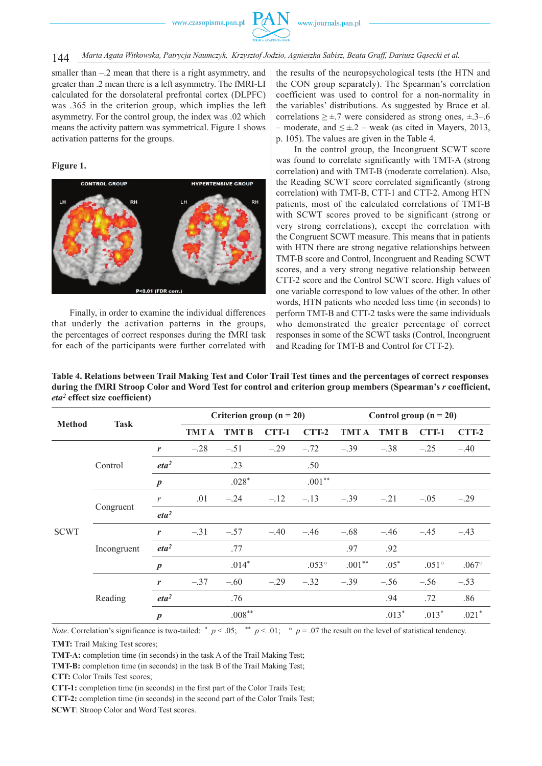smaller than –.2 mean that there is a right asymmetry, and greater than .2 mean there is a left asymmetry. The fMRI-LI calculated for the dorsolateral prefrontal cortex (DLPFC) was .365 in the criterion group, which implies the left asymmetry. For the control group, the index was .02 which means the activity pattern was symmetrical. Figure 1 shows activation patterns for the groups.

**Figure 1.**

Finally, in order to examine the individual differences that underly the activation patterns in the groups, the percentages of correct responses during the fMRI task for each of the participants were further correlated with the results of the neuropsychological tests (the HTN and the CON group separately). The Spearman's correlation coefficient was used to control for a non-normality in the variables' distributions. As suggested by Brace et al. correlations ≥ ±.7 were considered as strong ones, ±.3–.6 – moderate, and ≤ ±.2 – weak (as cited in Mayers, 2013, p. 105). The values are given in the Table 4.

In the control group, the Incongruent SCWT score was found to correlate significantly with TMT-A (strong correlation) and with TMT-B (moderate correlation). Also, the Reading SCWT score correlated significantly (strong correlation) with TMT-B, CTT-1 and CTT-2. Among HTN patients, most of the calculated correlations of TMT-B with SCWT scores proved to be significant (strong or very strong correlations), except the correlation with the Congruent SCWT measure. This means that in patients with HTN there are strong negative relationships between TMT-B score and Control, Incongruent and Reading SCWT scores, and a very strong negative relationship between CTT-2 score and the Control SCWT score. High values of one variable correspond to low values of the other. In other words, HTN patients who needed less time (in seconds) to perform TMT-B and CTT-2 tasks were the same individuals who demonstrated the greater percentage of correct responses in some of the SCWT tasks (Control, Incongruent and Reading for TMT-B and Control for CTT-2).

**Table 4. Relations between Trail Making Test and Color Trail Test times and the percentages of correct responses during the fMRI Stroop Color and Word Test for control and criterion group members (Spearman's *r* coefficient, *eta²* effect size coefficient)**

| Method | Task | | Criterion group (n = 20) | | | | Control group (n = 20) | | | |
|---|---|---|---|---|---|---|---|---|---|---|
| | | | TMT A | TMT B | CTT-1 | CTT-2 | TMT A | TMT B | CTT-1 | CTT-2 |
| SCWT | Control | *r* | –.28 | –.51 | –.29 | –.72 | –.39 | –.38 | –.25 | –.40 |
| | | *eta²* | | .23 | | .50 | | | | |
| | | *p* | | .028* | | .001** | | | | |
| | Congruent | *r* | .01 | –.24 | –.12 | –.13 | –.39 | –.21 | –.05 | –.29 |
| | | *eta²* | | | | | | | | |
| | Incongruent | *r* | –.31 | –.57 | –.40 | –.46 | –.68 | –.46 | –.45 | –.43 |
| | | *eta²* | | .77 | | | .97 | .92 | | |
| | | *p* | | .014* | | .053° | .001** | .05* | .051° | .067° |
| | Reading | *r* | –.37 | –.60 | –.29 | –.32 | –.39 | –.56 | –.56 | –.53 |
| | | *eta²* | | .76 | | | | .94 | .72 | .86 |
| | | *p* | | .008** | | | | .013* | .013* | .021* |

*Note*. Correlation's significance is two-tailed: * $p < .05$; ** $p < .01$; ° $p = .07$ the result on the level of statistical tendency.

**TMT:** Trail Making Test scores;
**TMT-A:** completion time (in seconds) in the task A of the Trail Making Test;
**TMT-B:** completion time (in seconds) in the task B of the Trail Making Test;
**CTT:** Color Trails Test scores;
**CTT-1:** completion time (in seconds) in the first part of the Color Trails Test;
**CTT-2:** completion time (in seconds) in the second part of the Color Trails Test;
**SCWT**: Stroop Color and Word Test scores.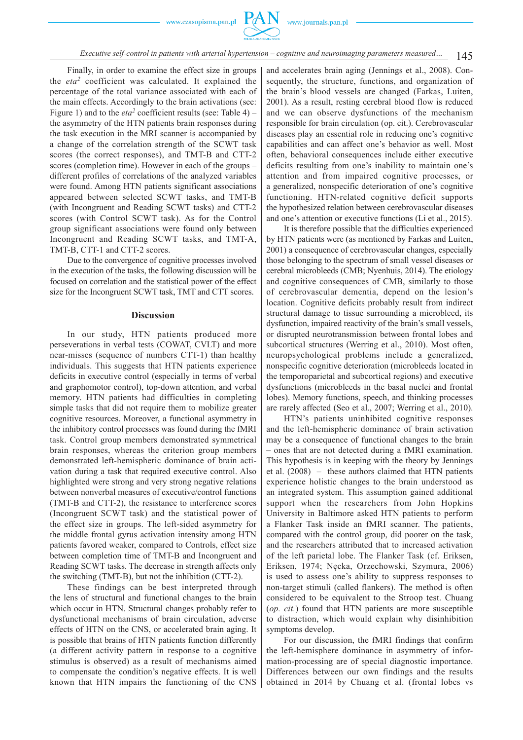Finally, in order to examine the effect size in groups the *eta²* coefficient was calculated. It explained the percentage of the total variance associated with each of the main effects. Accordingly to the brain activations (see: Figure 1) and to the *eta²* coefficient results (see: Table 4) – the asymmetry of the HTN patients brain responses during the task execution in the MRI scanner is accompanied by a change of the correlation strength of the SCWT task scores (the correct responses), and TMT-B and CTT-2 scores (completion time). However in each of the groups – different profiles of correlations of the analyzed variables were found. Among HTN patients significant associations appeared between selected SCWT tasks, and TMT-B (with Incongruent and Reading SCWT tasks) and CTT-2 scores (with Control SCWT task). As for the Control group significant associations were found only between Incongruent and Reading SCWT tasks, and TMT-A, TMT-B, CTT-1 and CTT-2 scores.

Due to the convergence of cognitive processes involved in the execution of the tasks, the following discussion will be focused on correlation and the statistical power of the effect size for the Incongruent SCWT task, TMT and CTT scores.

## Discussion

In our study, HTN patients produced more perseverations in verbal tests (COWAT, CVLT) and more near-misses (sequence of numbers CTT-1) than healthy individuals. This suggests that HTN patients experience deficits in executive control (especially in terms of verbal and graphomotor control), top-down attention, and verbal memory. HTN patients had difficulties in completing simple tasks that did not require them to mobilize greater cognitive resources. Moreover, a functional asymmetry in the inhibitory control processes was found during the fMRI task. Control group members demonstrated symmetrical brain responses, whereas the criterion group members demonstrated left-hemispheric dominance of brain activation during a task that required executive control. Also highlighted were strong and very strong negative relations between nonverbal measures of executive/control functions (TMT-B and CTT-2), the resistance to interference scores (Incongruent SCWT task) and the statistical power of the effect size in groups. The left-sided asymmetry for the middle frontal gyrus activation intensity among HTN patients favored weaker, compared to Controls, effect size between completion time of TMT-B and Incongruent and Reading SCWT tasks. The decrease in strength affects only the switching (TMT-B), but not the inhibition (CTT-2).

These findings can be best interpreted through the lens of structural and functional changes to the brain which occur in HTN. Structural changes probably refer to dysfunctional mechanisms of brain circulation, adverse effects of HTN on the CNS, or accelerated brain aging. It is possible that brains of HTN patients function differently (a different activity pattern in response to a cognitive stimulus is observed) as a result of mechanisms aimed to compensate the condition's negative effects. It is well known that HTN impairs the functioning of the CNS and accelerates brain aging (Jennings et al., 2008). Consequently, the structure, functions, and organization of the brain's blood vessels are changed (Farkas, Luiten, 2001). As a result, resting cerebral blood flow is reduced and we can observe dysfunctions of the mechanism responsible for brain circulation (op. cit.). Cerebrovascular diseases play an essential role in reducing one's cognitive capabilities and can affect one's behavior as well. Most often, behavioral consequences include either executive deficits resulting from one's inability to maintain one's attention and from impaired cognitive processes, or a generalized, nonspecific deterioration of one's cognitive functioning. HTN-related cognitive deficit supports the hypothesized relation between cerebrovascular diseases and one's attention or executive functions (Li et al., 2015).

It is therefore possible that the difficulties experienced by HTN patients were (as mentioned by Farkas and Luiten, 2001) a consequence of cerebrovascular changes, especially those belonging to the spectrum of small vessel diseases or cerebral microbleeds (CMB; Nyenhuis, 2014). The etiology and cognitive consequences of CMB, similarly to those of cerebrovascular dementia, depend on the lesion's location. Cognitive deficits probably result from indirect structural damage to tissue surrounding a microbleed, its dysfunction, impaired reactivity of the brain's small vessels, or disrupted neurotransmission between frontal lobes and subcortical structures (Werring et al., 2010). Most often, neuropsychological problems include a generalized, nonspecific cognitive deterioration (microbleeds located in the temporoparietal and subcortical regions) and executive dysfunctions (microbleeds in the basal nuclei and frontal lobes). Memory functions, speech, and thinking processes are rarely affected (Seo et al., 2007; Werring et al., 2010).

HTN's patients uninhibited cognitive responses and the left-hemispheric dominance of brain activation may be a consequence of functional changes to the brain – ones that are not detected during a fMRI examination. This hypothesis is in keeping with the theory by Jennings et al. (2008) – these authors claimed that HTN patients experience holistic changes to the brain understood as an integrated system. This assumption gained additional support when the researchers from John Hopkins University in Baltimore asked HTN patients to perform a Flanker Task inside an fMRI scanner. The patients, compared with the control group, did poorer on the task, and the researchers attributed that to increased activation of the left parietal lobe. The Flanker Task (cf. Eriksen, Eriksen, 1974; Nęcka, Orzechowski, Szymura, 2006) is used to assess one's ability to suppress responses to non-target stimuli (called flankers). The method is often considered to be equivalent to the Stroop test. Chuang (*op. cit.*) found that HTN patients are more susceptible to distraction, which would explain why disinhibition symptoms develop.

For our discussion, the fMRI findings that confirm the left-hemisphere dominance in asymmetry of information-processing are of special diagnostic importance. Differences between our own findings and the results obtained in 2014 by Chuang et al. (frontal lobes vs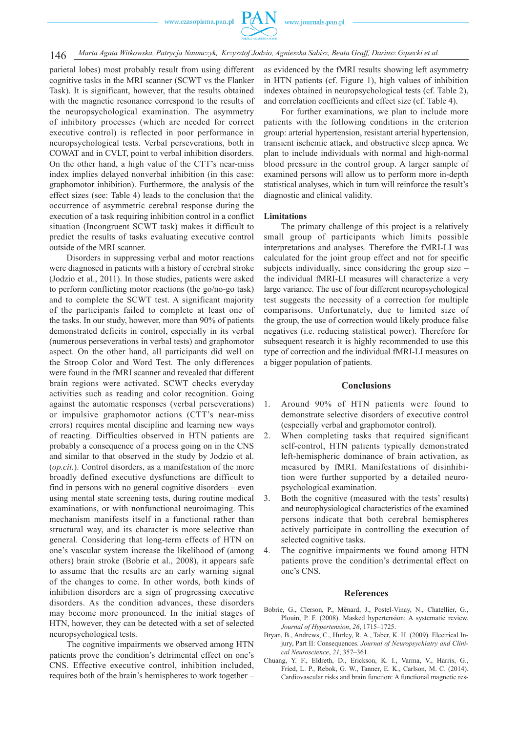parietal lobes) most probably result from using different cognitive tasks in the MRI scanner (SCWT vs the Flanker Task). It is significant, however, that the results obtained with the magnetic resonance correspond to the results of the neuropsychological examination. The asymmetry of inhibitory processes (which are needed for correct executive control) is reflected in poor performance in neuropsychological tests. Verbal perseverations, both in COWAT and in CVLT, point to verbal inhibition disorders. On the other hand, a high value of the CTT's near-miss index implies delayed nonverbal inhibition (in this case: graphomotor inhibition). Furthermore, the analysis of the effect sizes (see: Table 4) leads to the conclusion that the occurrence of asymmetric cerebral response during the execution of a task requiring inhibition control in a conflict situation (Incongruent SCWT task) makes it difficult to predict the results of tasks evaluating executive control outside of the MRI scanner.

Disorders in suppressing verbal and motor reactions were diagnosed in patients with a history of cerebral stroke (Jodzio et al., 2011). In those studies, patients were asked to perform conflicting motor reactions (the go/no-go task) and to complete the SCWT test. A significant majority of the participants failed to complete at least one of the tasks. In our study, however, more than 90% of patients demonstrated deficits in control, especially in its verbal (numerous perseverations in verbal tests) and graphomotor aspect. On the other hand, all participants did well on the Stroop Color and Word Test. The only differences were found in the fMRI scanner and revealed that different brain regions were activated. SCWT checks everyday activities such as reading and color recognition. Going against the automatic responses (verbal perseverations) or impulsive graphomotor actions (CTT's near-miss errors) requires mental discipline and learning new ways of reacting. Difficulties observed in HTN patients are probably a consequence of a process going on in the CNS and similar to that observed in the study by Jodzio et al. (*op.cit.*). Control disorders, as a manifestation of the more broadly defined executive dysfunctions are difficult to find in persons with no general cognitive disorders – even using mental state screening tests, during routine medical examinations, or with nonfunctional neuroimaging. This mechanism manifests itself in a functional rather than structural way, and its character is more selective than general. Considering that long-term effects of HTN on one's vascular system increase the likelihood of (among others) brain stroke (Bobrie et al., 2008), it appears safe to assume that the results are an early warning signal of the changes to come. In other words, both kinds of inhibition disorders are a sign of progressing executive disorders. As the condition advances, these disorders may become more pronounced. In the initial stages of HTN, however, they can be detected with a set of selected neuropsychological tests.

The cognitive impairments we observed among HTN patients prove the condition's detrimental effect on one's CNS. Effective executive control, inhibition included, requires both of the brain's hemispheres to work together – as evidenced by the fMRI results showing left asymmetry in HTN patients (cf. Figure 1), high values of inhibition indexes obtained in neuropsychological tests (cf. Table 2), and correlation coefficients and effect size (cf. Table 4).

For further examinations, we plan to include more patients with the following conditions in the criterion group: arterial hypertension, resistant arterial hypertension, transient ischemic attack, and obstructive sleep apnea. We plan to include individuals with normal and high-normal blood pressure in the control group. A larger sample of examined persons will allow us to perform more in-depth statistical analyses, which in turn will reinforce the result's diagnostic and clinical validity.

## Limitations

The primary challenge of this project is a relatively small group of participants which limits possible interpretations and analyses. Therefore the fMRI-LI was calculated for the joint group effect and not for specific subjects individually, since considering the group size – the individual fMRI-LI measures will characterize a very large variance. The use of four different neuropsychological test suggests the necessity of a correction for multiple comparisons. Unfortunately, due to limited size of the group, the use of correction would likely produce false negatives (i.e. reducing statistical power). Therefore for subsequent research it is highly recommended to use this type of correction and the individual fMRI-LI measures on a bigger population of patients.

## Conclusions

1. Around 90% of HTN patients were found to demonstrate selective disorders of executive control (especially verbal and graphomotor control).
2. When completing tasks that required significant self-control, HTN patients typically demonstrated left-hemispheric dominance of brain activation, as measured by fMRI. Manifestations of disinhibition were further supported by a detailed neuropsychological examination.
3. Both the cognitive (measured with the tests' results) and neurophysiological characteristics of the examined persons indicate that both cerebral hemispheres actively participate in controlling the execution of selected cognitive tasks.
4. The cognitive impairments we found among HTN patients prove the condition's detrimental effect on one's CNS.

## References

Bobrie, G., Clerson, P., Ménard, J., Postel-Vinay, N., Chatellier, G., Plouin, P. F. (2008). Masked hypertension: A systematic review. *Journal of Hypertension*, *26*, 1715–1725.

Bryan, B., Andrews, C., Hurley, R. A., Taber, K. H. (2009). Electrical Injury, Part II: Consequences. *Journal of Neuropsychiatry and Clinical Neuroscience*, *21*, 357–361.

Chuang, Y. F., Eldreth, D., Erickson, K. I., Varma, V., Harris, G., Fried, L. P., Rebok, G. W., Tanner, E. K., Carlson, M. C. (2014). Cardiovascular risks and brain function: A functional magnetic res-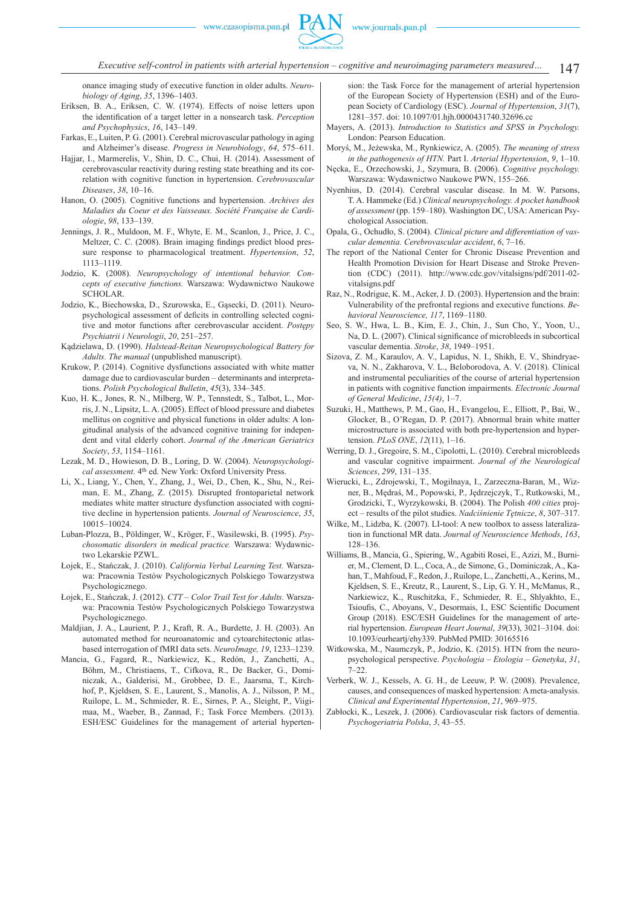onance imaging study of executive function in older adults. *Neurobiology of Aging*, *35*, 1396–1403.

Eriksen, B. A., Eriksen, C. W. (1974). Effects of noise letters upon the identification of a target letter in a nonsearch task. *Perception and Psychophysics*, *16*, 143–149.

Farkas, E., Luiten, P. G. (2001). Cerebral microvascular pathology in aging and Alzheimer's disease. *Progress in Neurobiology*, *64*, 575–611.

Hajjar, I., Marmerelis, V., Shin, D. C., Chui, H. (2014). Assessment of cerebrovascular reactivity during resting state breathing and its correlation with cognitive function in hypertension. *Cerebrovascular Diseases*, *38*, 10–16.

Hanon, O. (2005). Cognitive functions and hypertension. *Archives des Maladies du Coeur et des Vaisseaux. Société Française de Cardiologie*, *98*, 133–139.

Jennings, J. R., Muldoon, M. F., Whyte, E. M., Scanlon, J., Price, J. C., Meltzer, C. C. (2008). Brain imaging findings predict blood pressure response to pharmacological treatment. *Hypertension*, *52*, 1113–1119.

Jodzio, K. (2008). *Neuropsychology of intentional behavior. Concepts of executive functions.* Warszawa: Wydawnictwo Naukowe SCHOLAR.

Jodzio, K., Biechowska, D., Szurowska, E., Gąsecki, D. (2011). Neuropsychological assessment of deficits in controlling selected cognitive and motor functions after cerebrovascular accident. *Postępy Psychiatrii i Neurologii*, *20*, 251–257.

Kądzielawa, D. (1990). *Halstead-Reitan Neuropsychological Battery for Adults. The manual* (unpublished manuscript).

Krukow, P. (2014). Cognitive dysfunctions associated with white matter damage due to cardiovascular burden – determinants and interpretations. *Polish Psychological Bulletin*, *45*(3), 334–345.

Kuo, H. K., Jones, R. N., Milberg, W. P., Tennstedt, S., Talbot, L., Morris, J. N., Lipsitz, L. A. (2005). Effect of blood pressure and diabetes mellitus on cognitive and physical functions in older adults: A longitudinal analysis of the advanced cognitive training for independent and vital elderly cohort. *Journal of the American Geriatrics Society*, *53*, 1154–1161.

Lezak, M. D., Howieson, D. B., Loring, D. W. (2004). *Neuropsychological assessment*. 4th ed. New York: Oxford University Press.

Li, X., Liang, Y., Chen, Y., Zhang, J., Wei, D., Chen, K., Shu, N., Reiman, E. M., Zhang, Z. (2015). Disrupted frontoparietal network mediates white matter structure dysfunction associated with cognitive decline in hypertension patients. *Journal of Neuroscience*, *35*, 10015–10024.

Luban-Plozza, B., Pöldinger, W., Kröger, F., Wasilewski, B. (1995). *Psychosomatic disorders in medical practice.* Warszawa: Wydawnictwo Lekarskie PZWL.

Łojek, E., Stańczak, J. (2010). *California Verbal Learning Test.* Warszawa: Pracownia Testów Psychologicznych Polskiego Towarzystwa Psychologicznego.

Łojek, E., Stańczak, J. (2012). *CTT – Color Trail Test for Adults.* Warszawa: Pracownia Testów Psychologicznych Polskiego Towarzystwa Psychologicznego.

Maldjian, J. A., Laurient, P. J., Kraft, R. A., Burdette, J. H. (2003). An automated method for neuroanatomic and cytoarchitectonic atlas-based interrogation of fMRI data sets. *NeuroImage, 19*, 1233–1239.

Mancia, G., Fagard, R., Narkiewicz, K., Redón, J., Zanchetti, A., Böhm, M., Christiaens, T., Cifkova, R., De Backer, G., Dominiczak, A., Galderisi, M., Grobbee, D. E., Jaarsma, T., Kirchhof, P., Kjeldsen, S. E., Laurent, S., Manolis, A. J., Nilsson, P. M., Ruilope, L. M., Schmieder, R. E., Sirnes, P. A., Sleight, P., Viigimaa, M., Waeber, B., Zannad, F.; Task Force Members. (2013). ESH/ESC Guidelines for the management of arterial hypertension: the Task Force for the management of arterial hypertension of the European Society of Hypertension (ESH) and of the European Society of Cardiology (ESC). *Journal of Hypertension*, *31*(7), 1281–357. doi: 10.1097/01.hjh.0000431740.32696.cc

Mayers, A. (2013). *Introduction to Statistics and SPSS in Psychology.* London: Pearson Education.

Moryś, M., Jeżewska, M., Rynkiewicz, A. (2005). *The meaning of stress in the pathogenesis of HTN.* Part I. *Arterial Hypertension*, *9*, 1–10.

Nęcka, E., Orzechowski, J., Szymura, B. (2006). *Cognitive psychology.* Warszawa: Wydawnictwo Naukowe PWN, 155–266.

Nyenhius, D. (2014). Cerebral vascular disease. In M. W. Parsons, T. A. Hammeke (Ed.) *Clinical neuropsychology. A pocket handbook of assessment* (pp. 159–180). Washington DC, USA: American Psychological Association.

Opala, G., Ochudło, S. (2004). *Clinical picture and differentiation of vascular dementia. Cerebrovascular accident*, *6*, 7–16.

The report of the National Center for Chronic Disease Prevention and Health Promotion Division for Heart Disease and Stroke Prevention (CDC) (2011). http://www.cdc.gov/vitalsigns/pdf/2011-02-vitalsigns.pdf

Raz, N., Rodrigue, K. M., Acker, J. D. (2003). Hypertension and the brain: Vulnerability of the prefrontal regions and executive functions. *Behavioral Neuroscience, 117*, 1169–1180.

Seo, S. W., Hwa, L. S., Kim, E. J., Chin, J., Sun Cho, Y., Yoon, U., Na, D. L. (2007). Clinical significance of microbleeds in subcortical vascular dementia. *Stroke*, *38*, 1949–1951.

Sizova, Z. M., Karaulov, A. V., Lapidus, N. I., Shikh, E. V., Shindryaeva, N. N., Zakharova, V. L., Beloborodova, A. V. (2018). Clinical and instrumental peculiarities of the course of arterial hypertension in patients with cognitive function impairments. *Electronic Journal of General Medicine*, *15(4)*, 1–7.

Suzuki, H., Matthews, P. M., Gao, H., Evangelou, E., Elliott, P., Bai, W., Glocker, B., O'Regan, D. P. (2017). Abnormal brain white matter microstructure is associated with both pre-hypertension and hypertension. *PLoS ONE*, *12*(11), 1–16.

Werring, D. J., Gregoire, S. M., Cipolotti, L. (2010). Cerebral microbleeds and vascular cognitive impairment. *Journal of the Neurological Sciences*, *299*, 131–135.

Wierucki, Ł., Zdrojewski, T., Mogilnaya, I., Zarzeczna-Baran, M., Wizner, B., Mędraś, M., Popowski, P., Jędrzejczyk, T., Rutkowski, M., Grodzicki, T., Wyrzykowski, B. (2004). The Polish *400 cities* project – results of the pilot studies. *Nadciśnienie Tętnicze*, *8*, 307–317.

Wilke, M., Lidzba, K. (2007). LI-tool: A new toolbox to assess lateralization in functional MR data. *Journal of Neuroscience Methods*, *163*, 128–136.

Williams, B., Mancia, G., Spiering, W., Agabiti Rosei, E., Azizi, M., Burnier, M., Clement, D. L., Coca, A., de Simone, G., Dominiczak, A., Kahan, T., Mahfoud, F., Redon, J., Ruilope, L., Zanchetti, A., Kerins, M., Kjeldsen, S. E., Kreutz, R., Laurent, S., Lip, G. Y. H., McManus, R., Narkiewicz, K., Ruschitzka, F., Schmieder, R. E., Shlyakhto, E., Tsioufis, C., Aboyans, V., Desormais, I., ESC Scientific Document Group (2018). ESC/ESH Guidelines for the management of arterial hypertension. *European Heart Journal*, *39*(33), 3021–3104. doi: 10.1093/eurheartj/ehy339. PubMed PMID: 30165516

Witkowska, M., Naumczyk, P., Jodzio, K. (2015). HTN from the neuropsychological perspective. *Psychologia – Etologia – Genetyka*, *31*, 7–22.

Verberk, W. J., Kessels, A. G. H., de Leeuw, P. W. (2008). Prevalence, causes, and consequences of masked hypertension: A meta-analysis. *Clinical and Experimental Hypertension*, *21*, 969–975.

Zabłocki, K., Leszek, J. (2006). Cardiovascular risk factors of dementia. *Psychogeriatria Polska*, *3*, 43–55.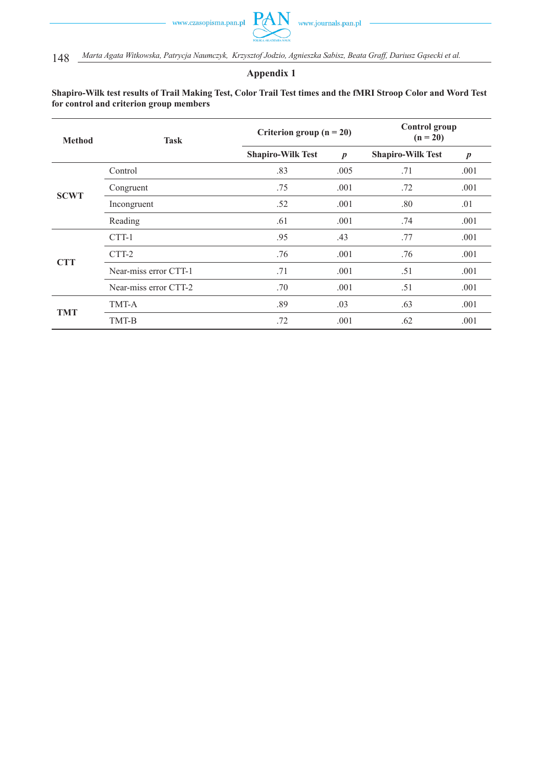## Appendix 1

**Shapiro-Wilk test results of Trail Making Test, Color Trail Test times and the fMRI Stroop Color and Word Test for control and criterion group members**

| Method | Task | Criterion group (n = 20) | | Control group (n = 20) | |
|---|---|---|---|---|---|
| | | Shapiro-Wilk Test | *p* | Shapiro-Wilk Test | *p* |
| SCWT | Control | .83 | .005 | .71 | .001 |
| | Congruent | .75 | .001 | .72 | .001 |
| | Incongruent | .52 | .001 | .80 | .01 |
| | Reading | .61 | .001 | .74 | .001 |
| CTT | CTT-1 | .95 | .43 | .77 | .001 |
| | CTT-2 | .76 | .001 | .76 | .001 |
| | Near-miss error CTT-1 | .71 | .001 | .51 | .001 |
| | Near-miss error CTT-2 | .70 | .001 | .51 | .001 |
| TMT | TMT-A | .89 | .03 | .63 | .001 |
| | TMT-B | .72 | .001 | .62 | .001 |